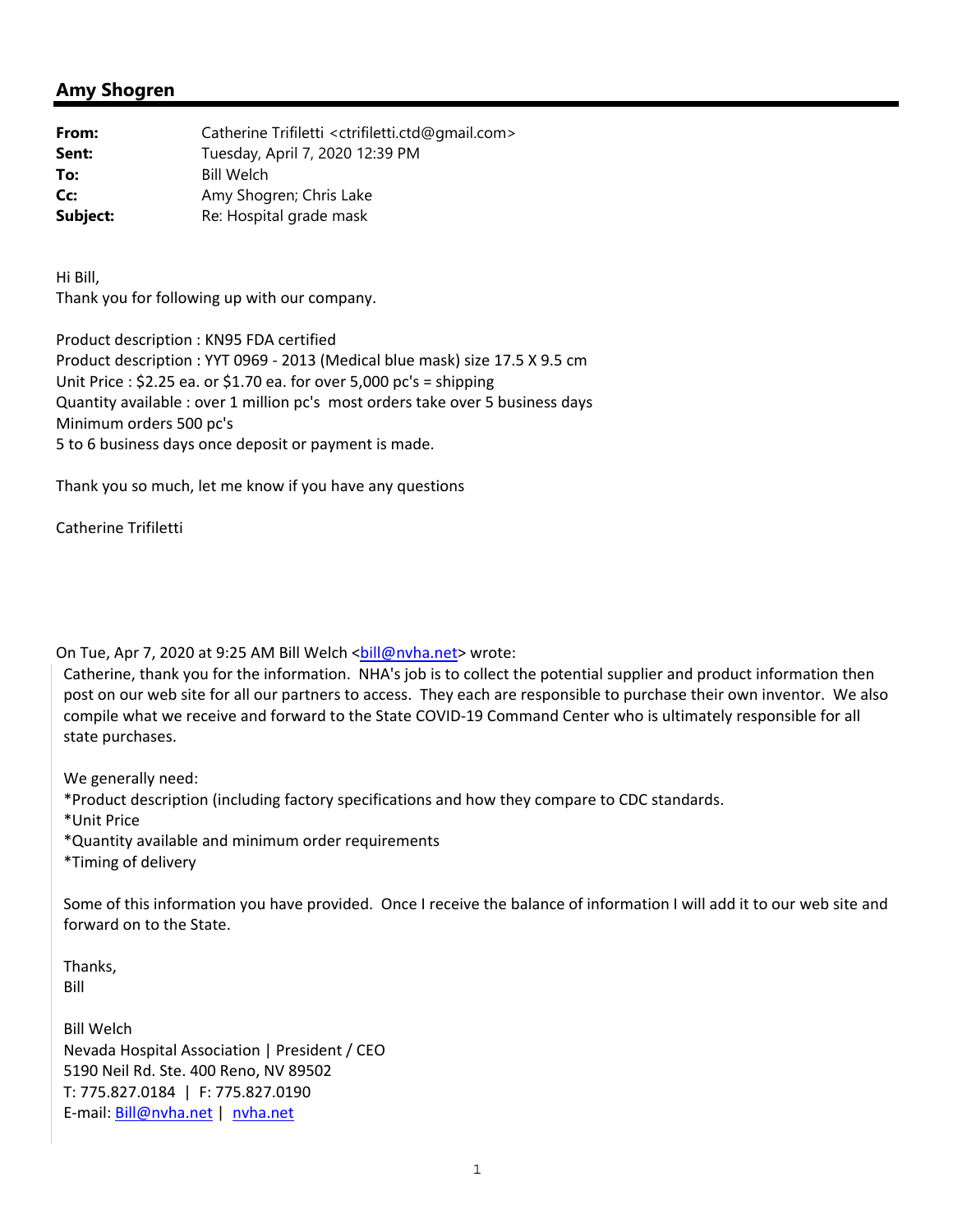## Amy Shogren

**From:** Catherine Trifiletti <ctrifiletti.ctd@gmail.com>
**Sent:** Tuesday, April 7, 2020 12:39 PM
**To:** Bill Welch
**Cc:** Amy Shogren; Chris Lake
**Subject:** Re: Hospital grade mask

Hi Bill,
Thank you for following up with our company.

Product description : KN95 FDA certified
Product description : YYT 0969 - 2013 (Medical blue mask) size 17.5 X 9.5 cm
Unit Price : $2.25 ea. or $1.70 ea. for over 5,000 pc's = shipping
Quantity available : over 1 million pc's most orders take over 5 business days
Minimum orders 500 pc's
5 to 6 business days once deposit or payment is made.

Thank you so much, let me know if you have any questions

Catherine Trifiletti

On Tue, Apr 7, 2020 at 9:25 AM Bill Welch <bill@nvha.net> wrote:

> Catherine, thank you for the information. NHA's job is to collect the potential supplier and product information then post on our web site for all our partners to access. They each are responsible to purchase their own inventor. We also compile what we receive and forward to the State COVID-19 Command Center who is ultimately responsible for all state purchases.
>
> We generally need:
> *Product description (including factory specifications and how they compare to CDC standards.
> *Unit Price
> *Quantity available and minimum order requirements
> *Timing of delivery
>
> Some of this information you have provided. Once I receive the balance of information I will add it to our web site and forward on to the State.
>
> Thanks,
> Bill
>
> Bill Welch
> Nevada Hospital Association | President / CEO
> 5190 Neil Rd. Ste. 400 Reno, NV 89502
> T: 775.827.0184 | F: 775.827.0190
> E-mail: Bill@nvha.net | nvha.net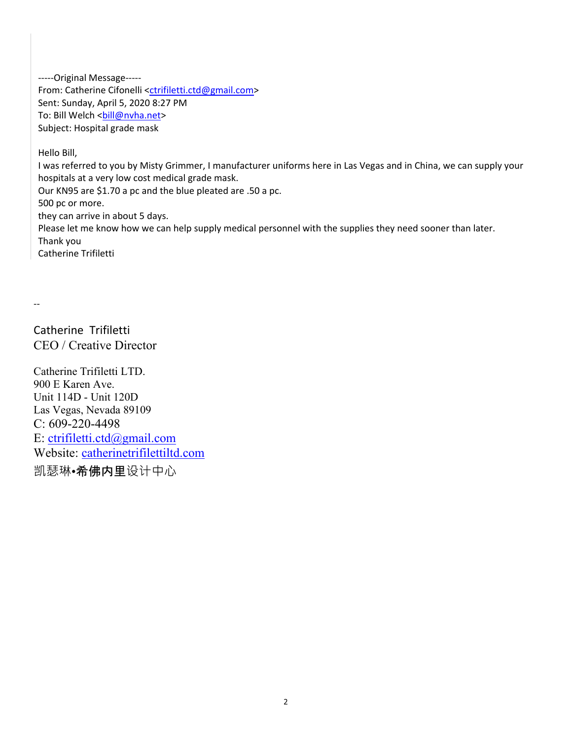-----Original Message-----
From: Catherine Cifonelli <ctrifiletti.ctd@gmail.com>
Sent: Sunday, April 5, 2020 8:27 PM
To: Bill Welch <bill@nvha.net>
Subject: Hospital grade mask

Hello Bill,
I was referred to you by Misty Grimmer, I manufacturer uniforms here in Las Vegas and in China, we can supply your hospitals at a very low cost medical grade mask.
Our KN95 are $1.70 a pc and the blue pleated are .50 a pc.
500 pc or more.
they can arrive in about 5 days.
Please let me know how we can help supply medical personnel with the supplies they need sooner than later.
Thank you
Catherine Trifiletti

--

Catherine Trifiletti
CEO / Creative Director

Catherine Trifiletti LTD.
900 E Karen Ave.
Unit 114D - Unit 120D
Las Vegas, Nevada 89109
C: 609-220-4498
E: ctrifiletti.ctd@gmail.com
Website: catherinetrifilettiltd.com
凯瑟琳•希佛内里设计中心